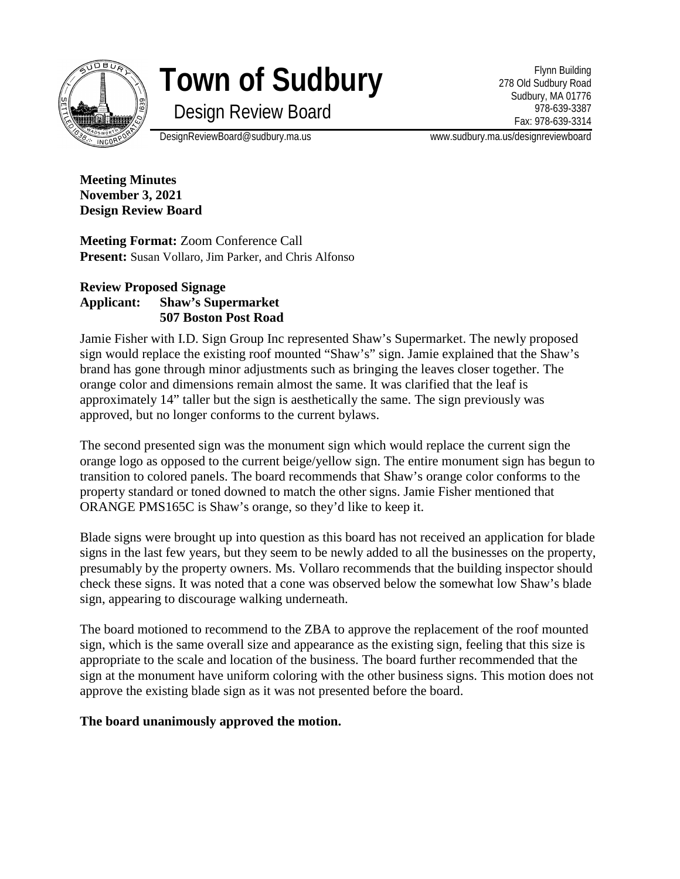# Town of Sudbury

## Design Review Board

Flynn Building
278 Old Sudbury Road
Sudbury, MA 01776
978-639-3387
Fax: 978-639-3314

DesignReviewBoard@sudbury.ma.us www.sudbury.ma.us/designreviewboard

**Meeting Minutes**
**November 3, 2021**
**Design Review Board**

**Meeting Format:** Zoom Conference Call
**Present:** Susan Vollaro, Jim Parker, and Chris Alfonso

**Review Proposed Signage**
**Applicant: Shaw's Supermarket**
**507 Boston Post Road**

Jamie Fisher with I.D. Sign Group Inc represented Shaw's Supermarket. The newly proposed sign would replace the existing roof mounted "Shaw's" sign. Jamie explained that the Shaw's brand has gone through minor adjustments such as bringing the leaves closer together. The orange color and dimensions remain almost the same. It was clarified that the leaf is approximately 14" taller but the sign is aesthetically the same. The sign previously was approved, but no longer conforms to the current bylaws.

The second presented sign was the monument sign which would replace the current sign the orange logo as opposed to the current beige/yellow sign. The entire monument sign has begun to transition to colored panels. The board recommends that Shaw's orange color conforms to the property standard or toned downed to match the other signs. Jamie Fisher mentioned that ORANGE PMS165C is Shaw's orange, so they'd like to keep it.

Blade signs were brought up into question as this board has not received an application for blade signs in the last few years, but they seem to be newly added to all the businesses on the property, presumably by the property owners. Ms. Vollaro recommends that the building inspector should check these signs. It was noted that a cone was observed below the somewhat low Shaw's blade sign, appearing to discourage walking underneath.

The board motioned to recommend to the ZBA to approve the replacement of the roof mounted sign, which is the same overall size and appearance as the existing sign, feeling that this size is appropriate to the scale and location of the business. The board further recommended that the sign at the monument have uniform coloring with the other business signs. This motion does not approve the existing blade sign as it was not presented before the board.

**The board unanimously approved the motion.**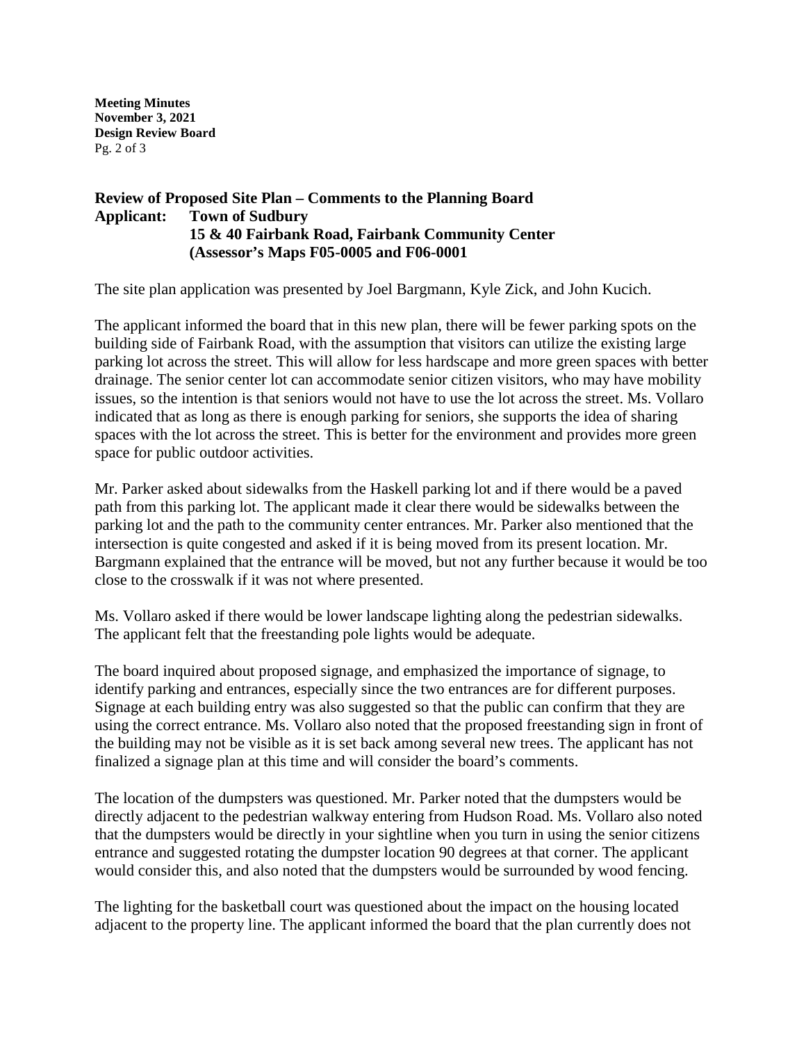### Review of Proposed Site Plan – Comments to the Planning Board

**Applicant: Town of Sudbury**
**15 & 40 Fairbank Road, Fairbank Community Center**
**(Assessor's Maps F05-0005 and F06-0001**

The site plan application was presented by Joel Bargmann, Kyle Zick, and John Kucich.

The applicant informed the board that in this new plan, there will be fewer parking spots on the building side of Fairbank Road, with the assumption that visitors can utilize the existing large parking lot across the street. This will allow for less hardscape and more green spaces with better drainage. The senior center lot can accommodate senior citizen visitors, who may have mobility issues, so the intention is that seniors would not have to use the lot across the street. Ms. Vollaro indicated that as long as there is enough parking for seniors, she supports the idea of sharing spaces with the lot across the street. This is better for the environment and provides more green space for public outdoor activities.

Mr. Parker asked about sidewalks from the Haskell parking lot and if there would be a paved path from this parking lot. The applicant made it clear there would be sidewalks between the parking lot and the path to the community center entrances. Mr. Parker also mentioned that the intersection is quite congested and asked if it is being moved from its present location. Mr. Bargmann explained that the entrance will be moved, but not any further because it would be too close to the crosswalk if it was not where presented.

Ms. Vollaro asked if there would be lower landscape lighting along the pedestrian sidewalks. The applicant felt that the freestanding pole lights would be adequate.

The board inquired about proposed signage, and emphasized the importance of signage, to identify parking and entrances, especially since the two entrances are for different purposes. Signage at each building entry was also suggested so that the public can confirm that they are using the correct entrance. Ms. Vollaro also noted that the proposed freestanding sign in front of the building may not be visible as it is set back among several new trees. The applicant has not finalized a signage plan at this time and will consider the board's comments.

The location of the dumpsters was questioned. Mr. Parker noted that the dumpsters would be directly adjacent to the pedestrian walkway entering from Hudson Road. Ms. Vollaro also noted that the dumpsters would be directly in your sightline when you turn in using the senior citizens entrance and suggested rotating the dumpster location 90 degrees at that corner. The applicant would consider this, and also noted that the dumpsters would be surrounded by wood fencing.

The lighting for the basketball court was questioned about the impact on the housing located adjacent to the property line. The applicant informed the board that the plan currently does not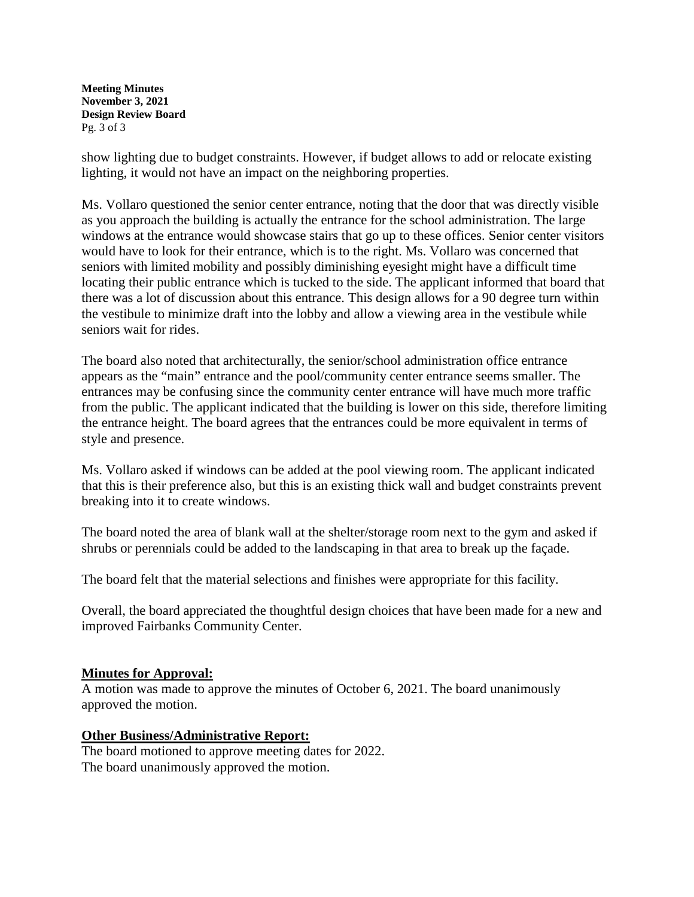show lighting due to budget constraints. However, if budget allows to add or relocate existing lighting, it would not have an impact on the neighboring properties.

Ms. Vollaro questioned the senior center entrance, noting that the door that was directly visible as you approach the building is actually the entrance for the school administration. The large windows at the entrance would showcase stairs that go up to these offices. Senior center visitors would have to look for their entrance, which is to the right. Ms. Vollaro was concerned that seniors with limited mobility and possibly diminishing eyesight might have a difficult time locating their public entrance which is tucked to the side. The applicant informed that board that there was a lot of discussion about this entrance. This design allows for a 90 degree turn within the vestibule to minimize draft into the lobby and allow a viewing area in the vestibule while seniors wait for rides.

The board also noted that architecturally, the senior/school administration office entrance appears as the "main" entrance and the pool/community center entrance seems smaller. The entrances may be confusing since the community center entrance will have much more traffic from the public. The applicant indicated that the building is lower on this side, therefore limiting the entrance height. The board agrees that the entrances could be more equivalent in terms of style and presence.

Ms. Vollaro asked if windows can be added at the pool viewing room. The applicant indicated that this is their preference also, but this is an existing thick wall and budget constraints prevent breaking into it to create windows.

The board noted the area of blank wall at the shelter/storage room next to the gym and asked if shrubs or perennials could be added to the landscaping in that area to break up the façade.

The board felt that the material selections and finishes were appropriate for this facility.

Overall, the board appreciated the thoughtful design choices that have been made for a new and improved Fairbanks Community Center.

## Minutes for Approval:

A motion was made to approve the minutes of October 6, 2021. The board unanimously approved the motion.

## Other Business/Administrative Report:

The board motioned to approve meeting dates for 2022.
The board unanimously approved the motion.